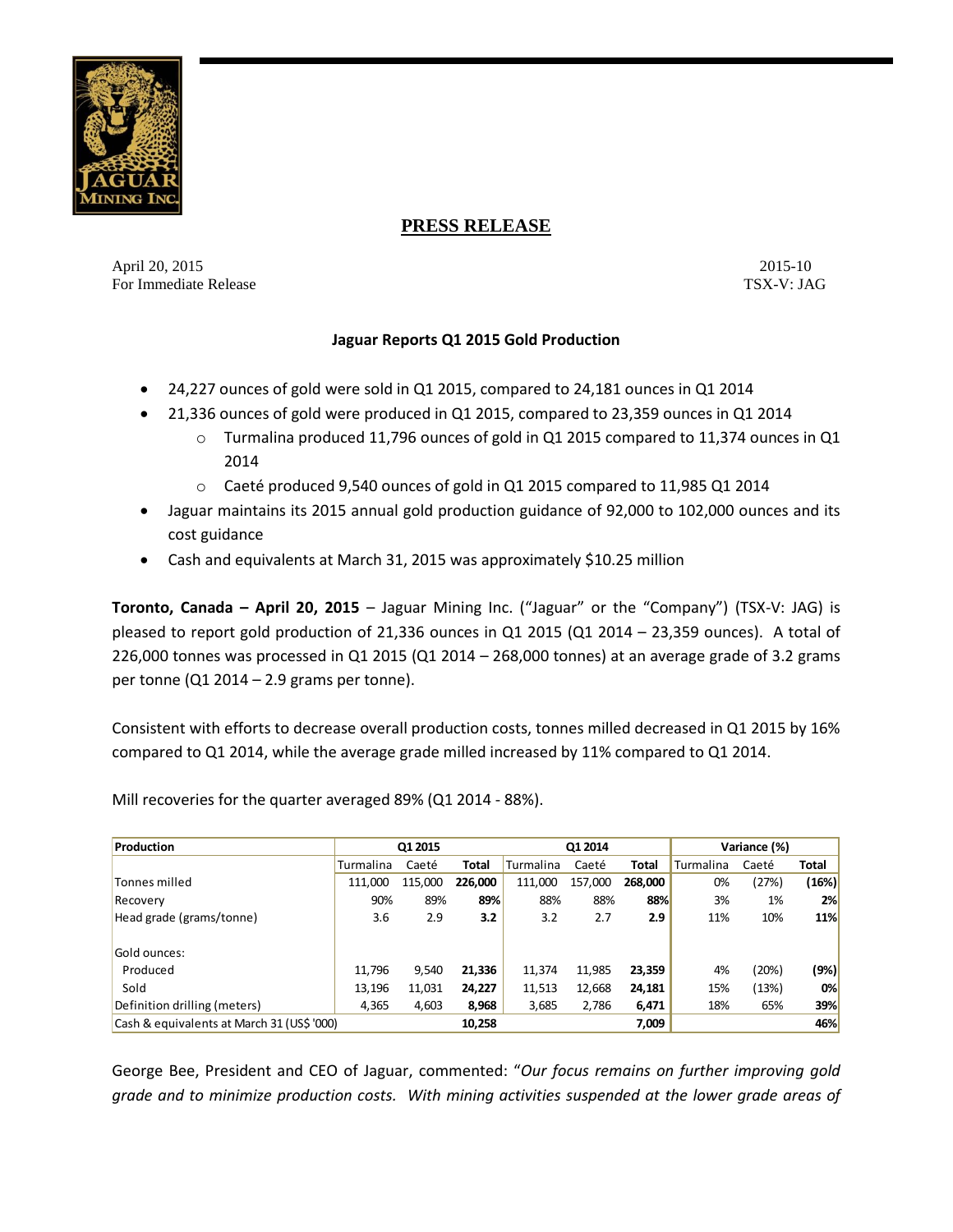# PRESS RELEASE

April 20, 2015 — 2015-10

For Immediate Release — TSX-V: JAG

**Jaguar Reports Q1 2015 Gold Production**

- 24,227 ounces of gold were sold in Q1 2015, compared to 24,181 ounces in Q1 2014
- 21,336 ounces of gold were produced in Q1 2015, compared to 23,359 ounces in Q1 2014
  - Turmalina produced 11,796 ounces of gold in Q1 2015 compared to 11,374 ounces in Q1 2014
  - Caeté produced 9,540 ounces of gold in Q1 2015 compared to 11,985 Q1 2014
- Jaguar maintains its 2015 annual gold production guidance of 92,000 to 102,000 ounces and its cost guidance
- Cash and equivalents at March 31, 2015 was approximately $10.25 million

**Toronto, Canada – April 20, 2015** – Jaguar Mining Inc. ("Jaguar" or the "Company") (TSX-V: JAG) is pleased to report gold production of 21,336 ounces in Q1 2015 (Q1 2014 – 23,359 ounces). A total of 226,000 tonnes was processed in Q1 2015 (Q1 2014 – 268,000 tonnes) at an average grade of 3.2 grams per tonne (Q1 2014 – 2.9 grams per tonne).

Consistent with efforts to decrease overall production costs, tonnes milled decreased in Q1 2015 by 16% compared to Q1 2014, while the average grade milled increased by 11% compared to Q1 2014.

Mill recoveries for the quarter averaged 89% (Q1 2014 - 88%).

| Production | Q1 2015 | | | Q1 2014 | | | Variance (%) | | |
|---|---|---|---|---|---|---|---|---|---|
| | Turmalina | Caeté | **Total** | Turmalina | Caeté | **Total** | Turmalina | Caeté | **Total** |
| Tonnes milled | 111,000 | 115,000 | **226,000** | 111,000 | 157,000 | **268,000** | 0% | (27%) | **(16%)** |
| Recovery | 90% | 89% | **89%** | 88% | 88% | **88%** | 3% | 1% | **2%** |
| Head grade (grams/tonne) | 3.6 | 2.9 | **3.2** | 3.2 | 2.7 | **2.9** | 11% | 10% | **11%** |
| Gold ounces: | | | | | | | | | |
| Produced | 11,796 | 9,540 | **21,336** | 11,374 | 11,985 | **23,359** | 4% | (20%) | **(9%)** |
| Sold | 13,196 | 11,031 | **24,227** | 11,513 | 12,668 | **24,181** | 15% | (13%) | **0%** |
| Definition drilling (meters) | 4,365 | 4,603 | **8,968** | 3,685 | 2,786 | **6,471** | 18% | 65% | **39%** |
| Cash & equivalents at March 31 (US$ '000) | | | **10,258** | | | **7,009** | | | **46%** |

George Bee, President and CEO of Jaguar, commented: "*Our focus remains on further improving gold grade and to minimize production costs. With mining activities suspended at the lower grade areas of*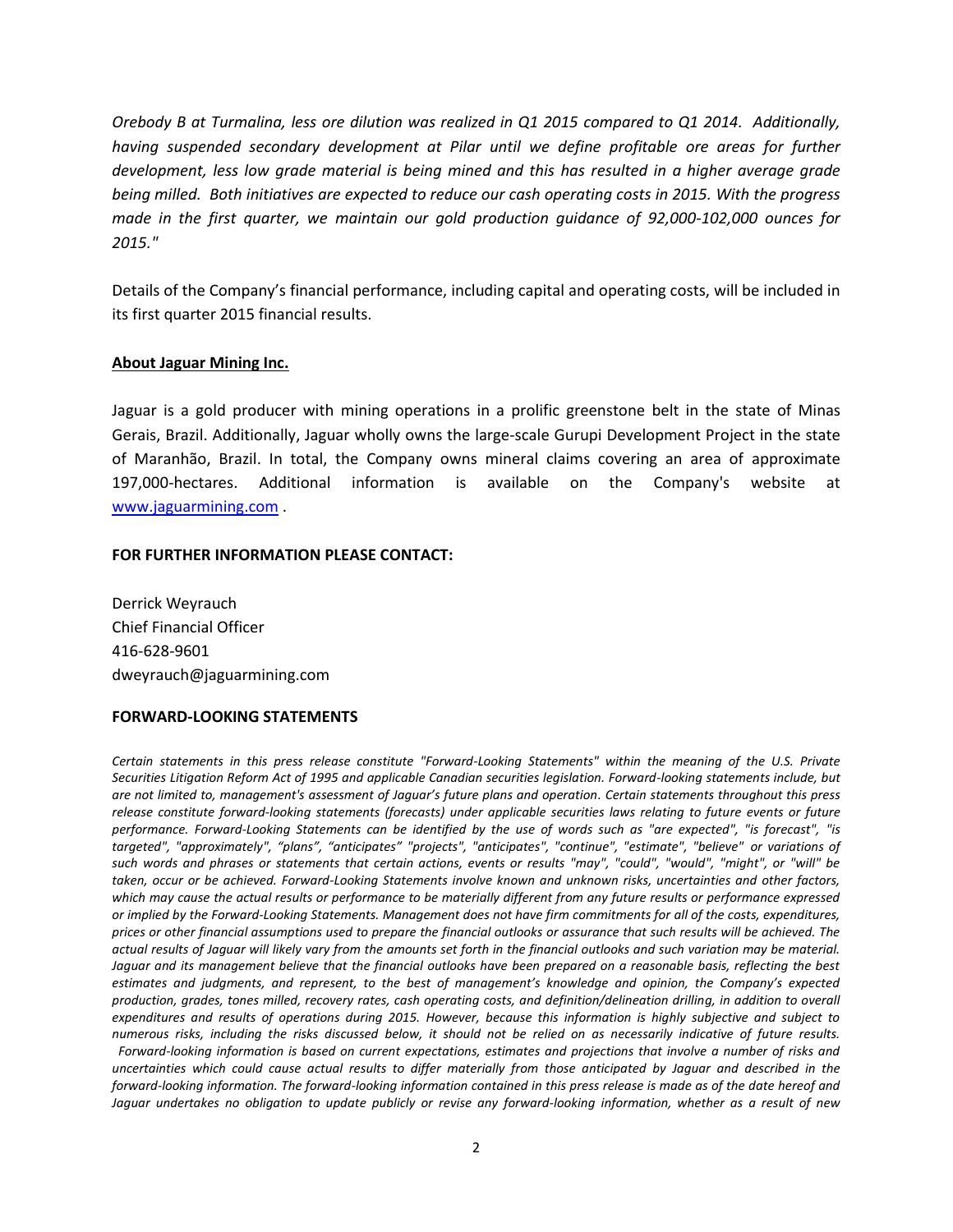*Orebody B at Turmalina, less ore dilution was realized in Q1 2015 compared to Q1 2014. Additionally, having suspended secondary development at Pilar until we define profitable ore areas for further development, less low grade material is being mined and this has resulted in a higher average grade being milled. Both initiatives are expected to reduce our cash operating costs in 2015. With the progress made in the first quarter, we maintain our gold production guidance of 92,000-102,000 ounces for 2015."*

Details of the Company's financial performance, including capital and operating costs, will be included in its first quarter 2015 financial results.

**About Jaguar Mining Inc.**

Jaguar is a gold producer with mining operations in a prolific greenstone belt in the state of Minas Gerais, Brazil. Additionally, Jaguar wholly owns the large-scale Gurupi Development Project in the state of Maranhão, Brazil. In total, the Company owns mineral claims covering an area of approximate 197,000-hectares. Additional information is available on the Company's website at www.jaguarmining.com .

**FOR FURTHER INFORMATION PLEASE CONTACT:**

Derrick Weyrauch
Chief Financial Officer
416-628-9601
dweyrauch@jaguarmining.com

**FORWARD-LOOKING STATEMENTS**

*Certain statements in this press release constitute "Forward-Looking Statements" within the meaning of the U.S. Private Securities Litigation Reform Act of 1995 and applicable Canadian securities legislation. Forward-looking statements include, but are not limited to, management's assessment of Jaguar's future plans and operation. Certain statements throughout this press release constitute forward-looking statements (forecasts) under applicable securities laws relating to future events or future performance. Forward-Looking Statements can be identified by the use of words such as "are expected", "is forecast", "is targeted", "approximately", "plans", "anticipates" "projects", "anticipates", "continue", "estimate", "believe" or variations of such words and phrases or statements that certain actions, events or results "may", "could", "would", "might", or "will" be taken, occur or be achieved. Forward-Looking Statements involve known and unknown risks, uncertainties and other factors, which may cause the actual results or performance to be materially different from any future results or performance expressed or implied by the Forward-Looking Statements. Management does not have firm commitments for all of the costs, expenditures, prices or other financial assumptions used to prepare the financial outlooks or assurance that such results will be achieved. The actual results of Jaguar will likely vary from the amounts set forth in the financial outlooks and such variation may be material. Jaguar and its management believe that the financial outlooks have been prepared on a reasonable basis, reflecting the best estimates and judgments, and represent, to the best of management's knowledge and opinion, the Company's expected production, grades, tones milled, recovery rates, cash operating costs, and definition/delineation drilling, in addition to overall expenditures and results of operations during 2015. However, because this information is highly subjective and subject to numerous risks, including the risks discussed below, it should not be relied on as necessarily indicative of future results. Forward-looking information is based on current expectations, estimates and projections that involve a number of risks and uncertainties which could cause actual results to differ materially from those anticipated by Jaguar and described in the forward-looking information. The forward-looking information contained in this press release is made as of the date hereof and Jaguar undertakes no obligation to update publicly or revise any forward-looking information, whether as a result of new*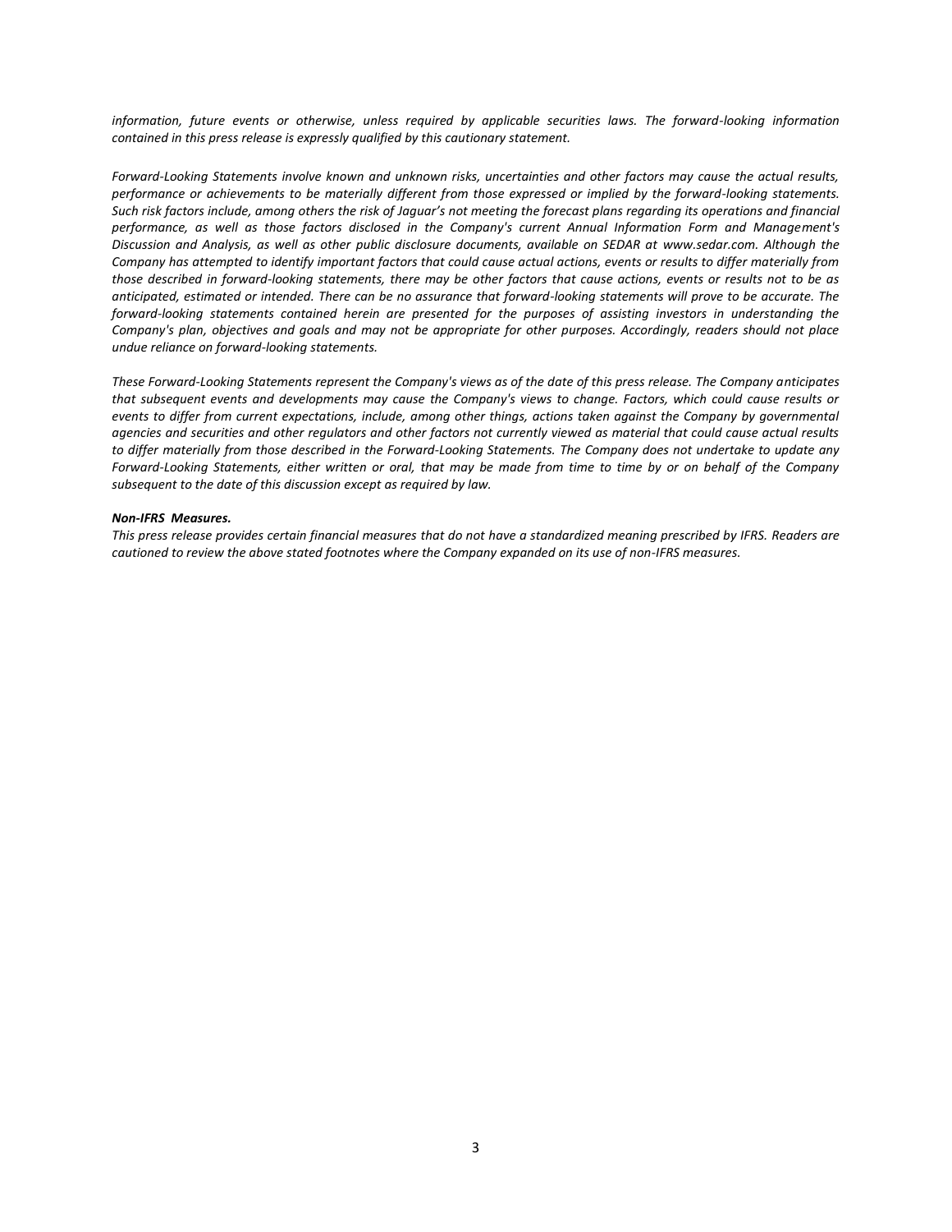*information, future events or otherwise, unless required by applicable securities laws. The forward-looking information contained in this press release is expressly qualified by this cautionary statement.*

*Forward-Looking Statements involve known and unknown risks, uncertainties and other factors may cause the actual results, performance or achievements to be materially different from those expressed or implied by the forward-looking statements. Such risk factors include, among others the risk of Jaguar's not meeting the forecast plans regarding its operations and financial performance, as well as those factors disclosed in the Company's current Annual Information Form and Management's Discussion and Analysis, as well as other public disclosure documents, available on SEDAR at www.sedar.com. Although the Company has attempted to identify important factors that could cause actual actions, events or results to differ materially from those described in forward-looking statements, there may be other factors that cause actions, events or results not to be as anticipated, estimated or intended. There can be no assurance that forward-looking statements will prove to be accurate. The forward-looking statements contained herein are presented for the purposes of assisting investors in understanding the Company's plan, objectives and goals and may not be appropriate for other purposes. Accordingly, readers should not place undue reliance on forward-looking statements.*

*These Forward-Looking Statements represent the Company's views as of the date of this press release. The Company anticipates that subsequent events and developments may cause the Company's views to change. Factors, which could cause results or events to differ from current expectations, include, among other things, actions taken against the Company by governmental agencies and securities and other regulators and other factors not currently viewed as material that could cause actual results to differ materially from those described in the Forward-Looking Statements. The Company does not undertake to update any Forward-Looking Statements, either written or oral, that may be made from time to time by or on behalf of the Company subsequent to the date of this discussion except as required by law.*

***Non-IFRS Measures.***

*This press release provides certain financial measures that do not have a standardized meaning prescribed by IFRS. Readers are cautioned to review the above stated footnotes where the Company expanded on its use of non-IFRS measures.*